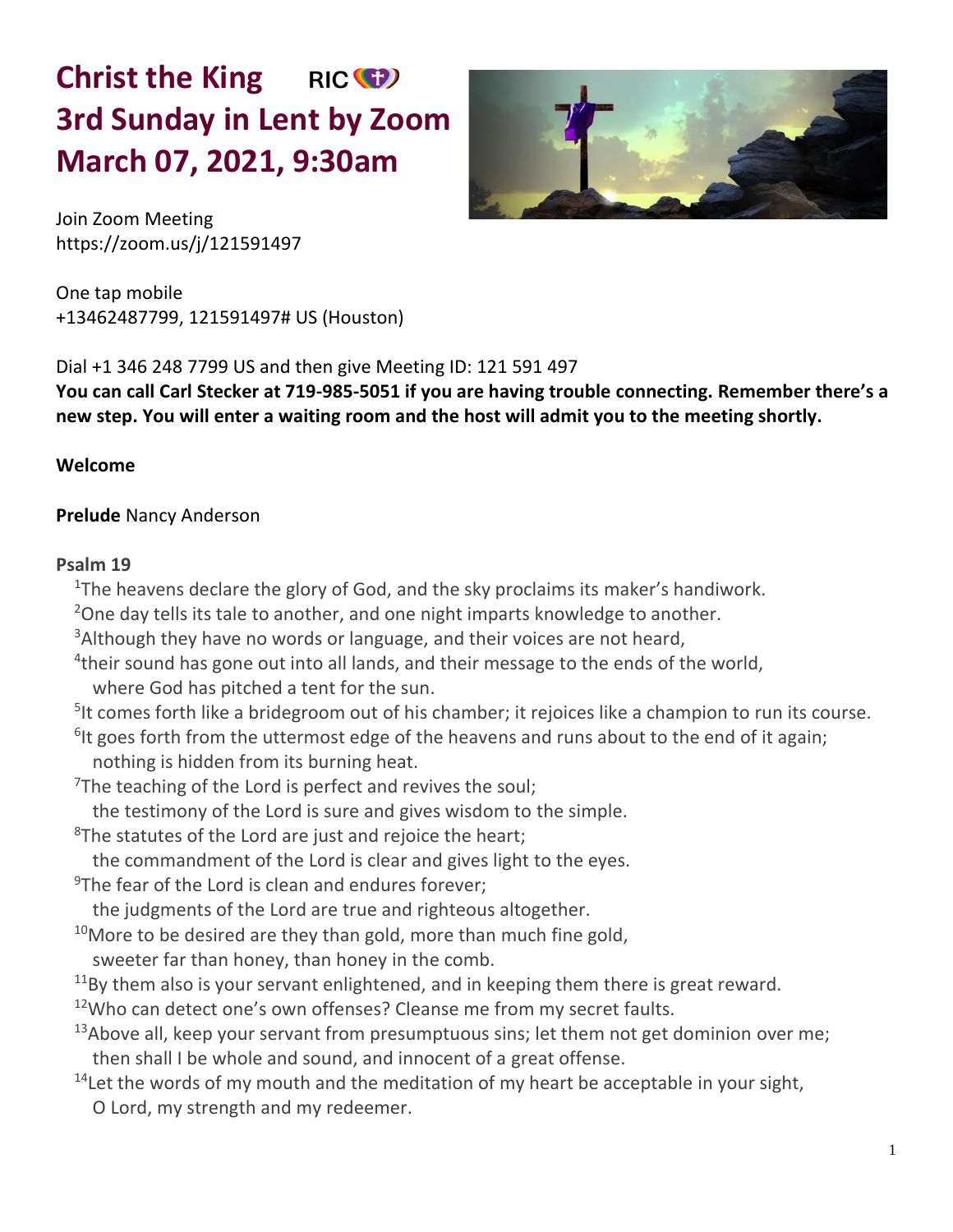# Christ the King RIC
# 3rd Sunday in Lent by Zoom
# March 07, 2021, 9:30am

Join Zoom Meeting
https://zoom.us/j/121591497

One tap mobile
+13462487799, 121591497# US (Houston)

Dial +1 346 248 7799 US and then give Meeting ID: 121 591 497
**You can call Carl Stecker at 719-985-5051 if you are having trouble connecting. Remember there's a new step. You will enter a waiting room and the host will admit you to the meeting shortly.**

**Welcome**

**Prelude** Nancy Anderson

**Psalm 19**

1 The heavens declare the glory of God, and the sky proclaims its maker's handiwork.
2 One day tells its tale to another, and one night imparts knowledge to another.
3 Although they have no words or language, and their voices are not heard,
4 their sound has gone out into all lands, and their message to the ends of the world,
  where God has pitched a tent for the sun.
5 It comes forth like a bridegroom out of his chamber; it rejoices like a champion to run its course.
6 It goes forth from the uttermost edge of the heavens and runs about to the end of it again;
  nothing is hidden from its burning heat.
7 The teaching of the Lord is perfect and revives the soul;
  the testimony of the Lord is sure and gives wisdom to the simple.
8 The statutes of the Lord are just and rejoice the heart;
  the commandment of the Lord is clear and gives light to the eyes.
9 The fear of the Lord is clean and endures forever;
  the judgments of the Lord are true and righteous altogether.
10 More to be desired are they than gold, more than much fine gold,
  sweeter far than honey, than honey in the comb.
11 By them also is your servant enlightened, and in keeping them there is great reward.
12 Who can detect one's own offenses? Cleanse me from my secret faults.
13 Above all, keep your servant from presumptuous sins; let them not get dominion over me;
  then shall I be whole and sound, and innocent of a great offense.
14 Let the words of my mouth and the meditation of my heart be acceptable in your sight,
  O Lord, my strength and my redeemer.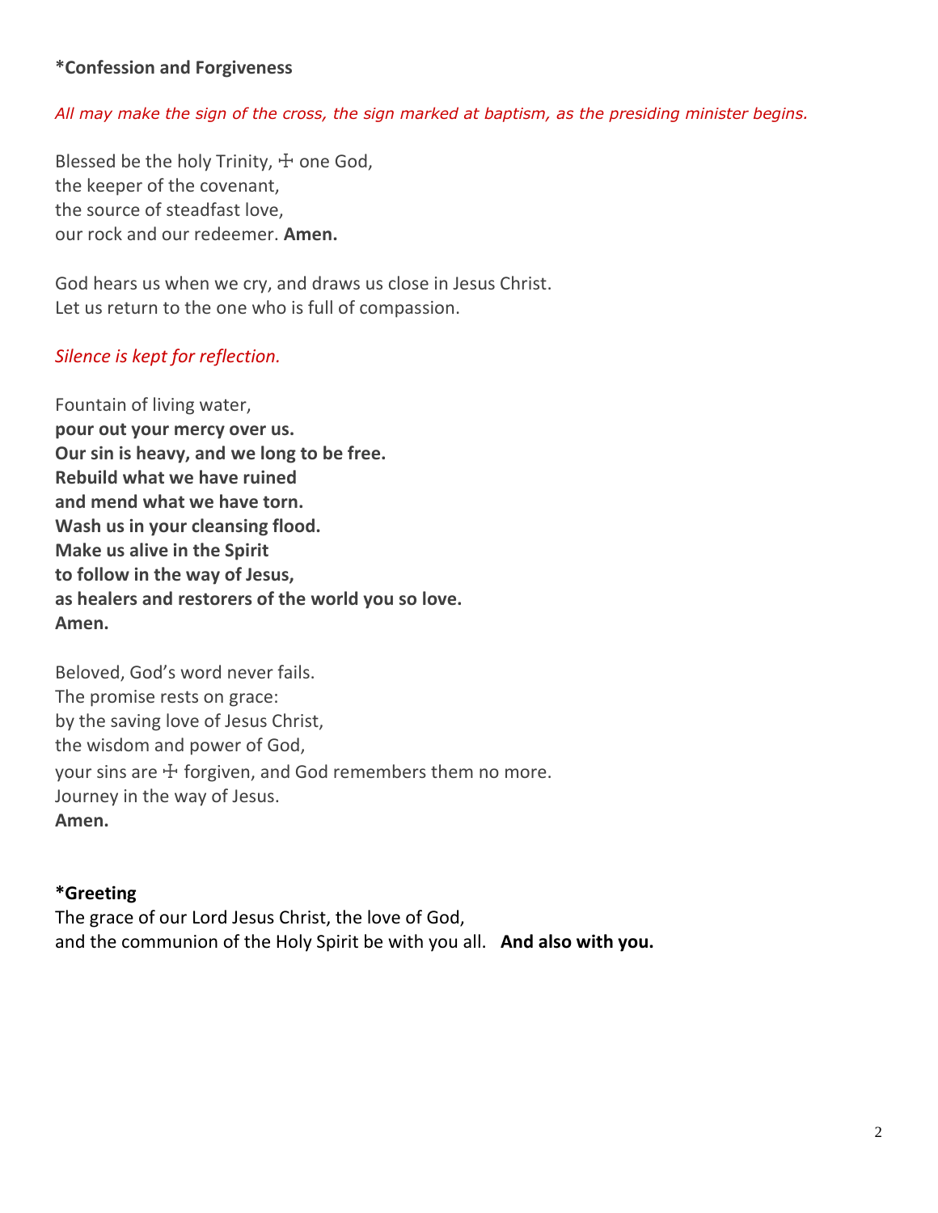**\*Confession and Forgiveness**

*All may make the sign of the cross, the sign marked at baptism, as the presiding minister begins.*

Blessed be the holy Trinity, ☩ one God,  
the keeper of the covenant,  
the source of steadfast love,  
our rock and our redeemer. **Amen.**

God hears us when we cry, and draws us close in Jesus Christ.  
Let us return to the one who is full of compassion.

*Silence is kept for reflection.*

Fountain of living water,  
**pour out your mercy over us.**  
**Our sin is heavy, and we long to be free.**  
**Rebuild what we have ruined**  
**and mend what we have torn.**  
**Wash us in your cleansing flood.**  
**Make us alive in the Spirit**  
**to follow in the way of Jesus,**  
**as healers and restorers of the world you so love.**  
**Amen.**

Beloved, God's word never fails.  
The promise rests on grace:  
by the saving love of Jesus Christ,  
the wisdom and power of God,  
your sins are ☩ forgiven, and God remembers them no more.  
Journey in the way of Jesus.  
**Amen.**

**\*Greeting**

The grace of our Lord Jesus Christ, the love of God,  
and the communion of the Holy Spirit be with you all. **And also with you.**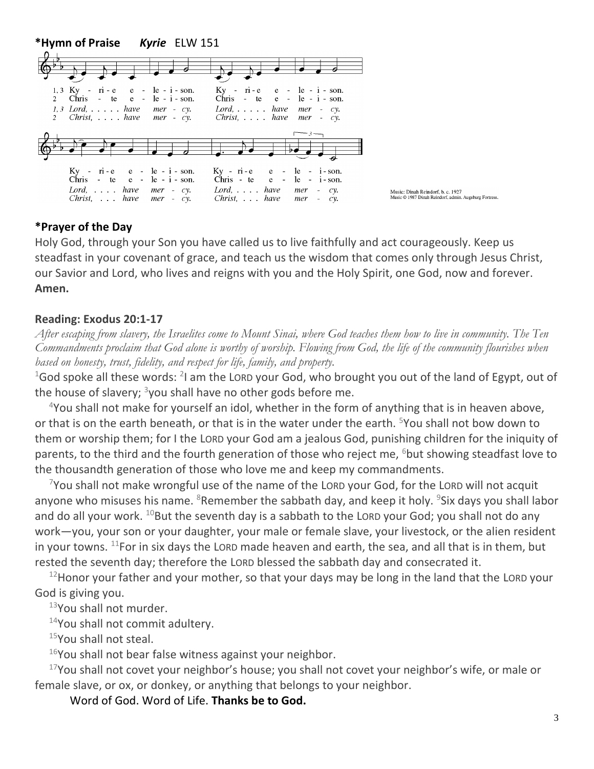**\*Hymn of Praise** ***Kyrie*** **ELW 151**

1, 3 Ky - ri - e e - le - i - son. Ky - ri - e e - le - i - son.
2 Chris - te e - le - i - son. Chris - te e - le - i - son.
*1, 3 Lord, . . . . . have mer - cy. Lord, . . . . . have mer - cy.*
*2 Christ, . . . . have mer - cy. Christ, . . . . have mer - cy.*

Ky - ri - e e - le - i - son. Ky - ri - e e - le - i - son.
Chris - te e - le - i - son. Chris - te e - le - i - son.
*Lord, . . . . have mer - cy. Lord, . . . . have mer - cy.*
*Christ, . . . have mer - cy. Christ, . . . have mer - cy.*

Music: Dinah Reindorf, b. c. 1927
Music © 1987 Dinah Reindorf, admin. Augsburg Fortress.

**\*Prayer of the Day**

Holy God, through your Son you have called us to live faithfully and act courageously. Keep us steadfast in your covenant of grace, and teach us the wisdom that comes only through Jesus Christ, our Savior and Lord, who lives and reigns with you and the Holy Spirit, one God, now and forever. **Amen.**

**Reading: Exodus 20:1-17**

*After escaping from slavery, the Israelites come to Mount Sinai, where God teaches them how to live in community. The Ten Commandments proclaim that God alone is worthy of worship. Flowing from God, the life of the community flourishes when based on honesty, trust, fidelity, and respect for life, family, and property.*

1 God spoke all these words: 2 I am the LORD your God, who brought you out of the land of Egypt, out of the house of slavery; 3 you shall have no other gods before me.

4 You shall not make for yourself an idol, whether in the form of anything that is in heaven above, or that is on the earth beneath, or that is in the water under the earth. 5 You shall not bow down to them or worship them; for I the LORD your God am a jealous God, punishing children for the iniquity of parents, to the third and the fourth generation of those who reject me, 6 but showing steadfast love to the thousandth generation of those who love me and keep my commandments.

7 You shall not make wrongful use of the name of the LORD your God, for the LORD will not acquit anyone who misuses his name. 8 Remember the sabbath day, and keep it holy. 9 Six days you shall labor and do all your work. 10 But the seventh day is a sabbath to the LORD your God; you shall not do any work—you, your son or your daughter, your male or female slave, your livestock, or the alien resident in your towns. 11 For in six days the LORD made heaven and earth, the sea, and all that is in them, but rested the seventh day; therefore the LORD blessed the sabbath day and consecrated it.

12 Honor your father and your mother, so that your days may be long in the land that the LORD your God is giving you.

13 You shall not murder.

14 You shall not commit adultery.

15 You shall not steal.

16 You shall not bear false witness against your neighbor.

17 You shall not covet your neighbor's house; you shall not covet your neighbor's wife, or male or female slave, or ox, or donkey, or anything that belongs to your neighbor.

Word of God. Word of Life. **Thanks be to God.**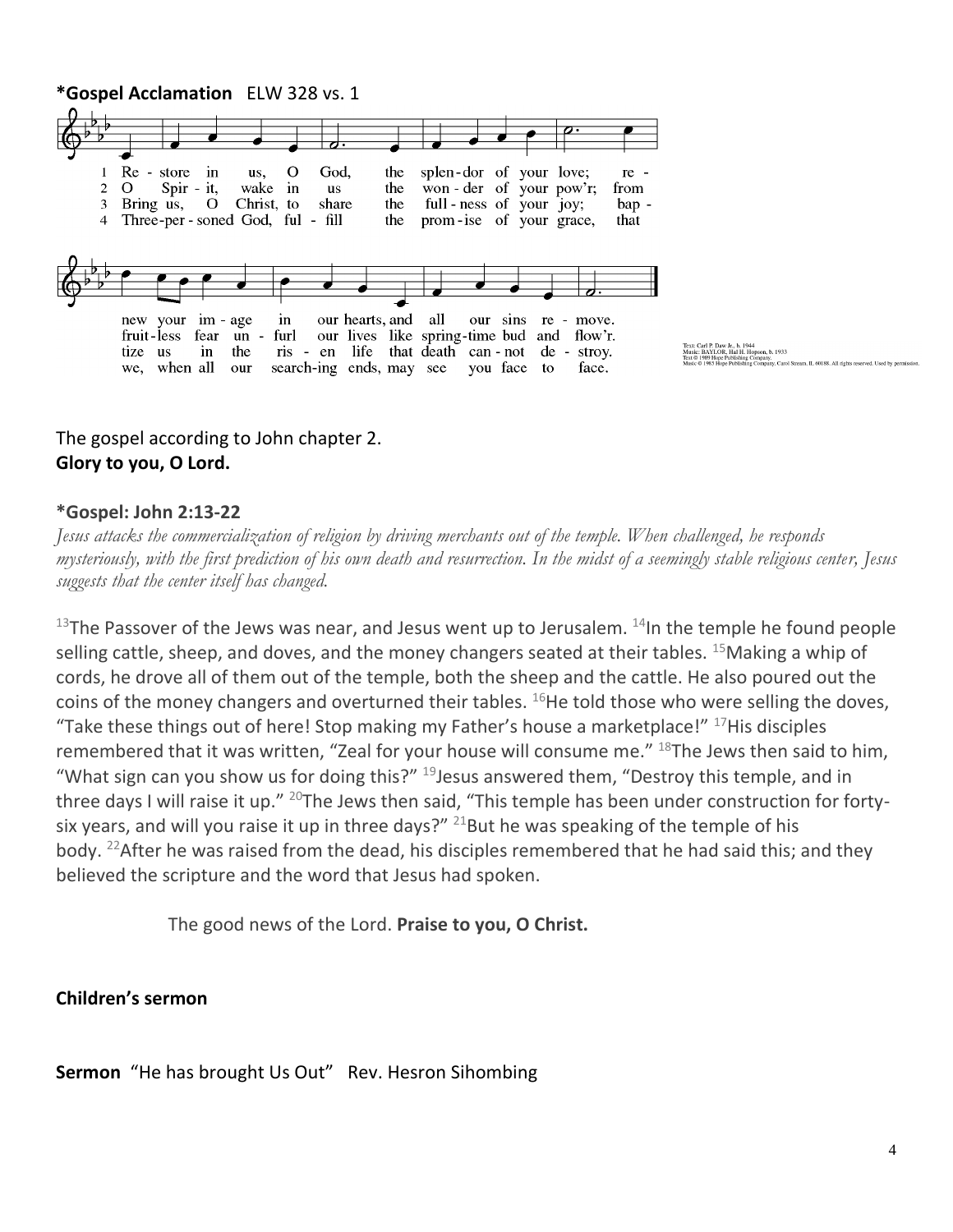**\*Gospel Acclamation** ELW 328 vs. 1

1 Re - store in us, O God, the splen-dor of your love; re - new your im - age in our hearts, and all our sins re - move.
2 O Spir - it, wake in us the won - der of your pow'r; from fruit-less fear un - furl our lives like spring-time bud and flow'r.
3 Bring us, O Christ, to share the full - ness of your joy; bap - tize us in the ris - en life that death can - not de - stroy.
4 Three-per - soned God, ful - fill the prom - ise of your grace, that we, when all our search-ing ends, may see you face to face.

Text: Carl P. Daw Jr., b. 1944
Music: BAYLOR, Hal H. Hopson, b. 1933
Text © 1989 Hope Publishing Company.
Music © 1983 Hope Publishing Company, Carol Stream, IL 60188. All rights reserved. Used by permission.

The gospel according to John chapter 2.
**Glory to you, O Lord.**

**\*Gospel: John 2:13-22**

*Jesus attacks the commercialization of religion by driving merchants out of the temple. When challenged, he responds mysteriously, with the first prediction of his own death and resurrection. In the midst of a seemingly stable religious center, Jesus suggests that the center itself has changed.*

[13]The Passover of the Jews was near, and Jesus went up to Jerusalem. [14]In the temple he found people selling cattle, sheep, and doves, and the money changers seated at their tables. [15]Making a whip of cords, he drove all of them out of the temple, both the sheep and the cattle. He also poured out the coins of the money changers and overturned their tables. [16]He told those who were selling the doves, "Take these things out of here! Stop making my Father's house a marketplace!" [17]His disciples remembered that it was written, "Zeal for your house will consume me." [18]The Jews then said to him, "What sign can you show us for doing this?" [19]Jesus answered them, "Destroy this temple, and in three days I will raise it up." [20]The Jews then said, "This temple has been under construction for forty-six years, and will you raise it up in three days?" [21]But he was speaking of the temple of his body. [22]After he was raised from the dead, his disciples remembered that he had said this; and they believed the scripture and the word that Jesus had spoken.

The good news of the Lord. **Praise to you, O Christ.**

**Children's sermon**

**Sermon** "He has brought Us Out" Rev. Hesron Sihombing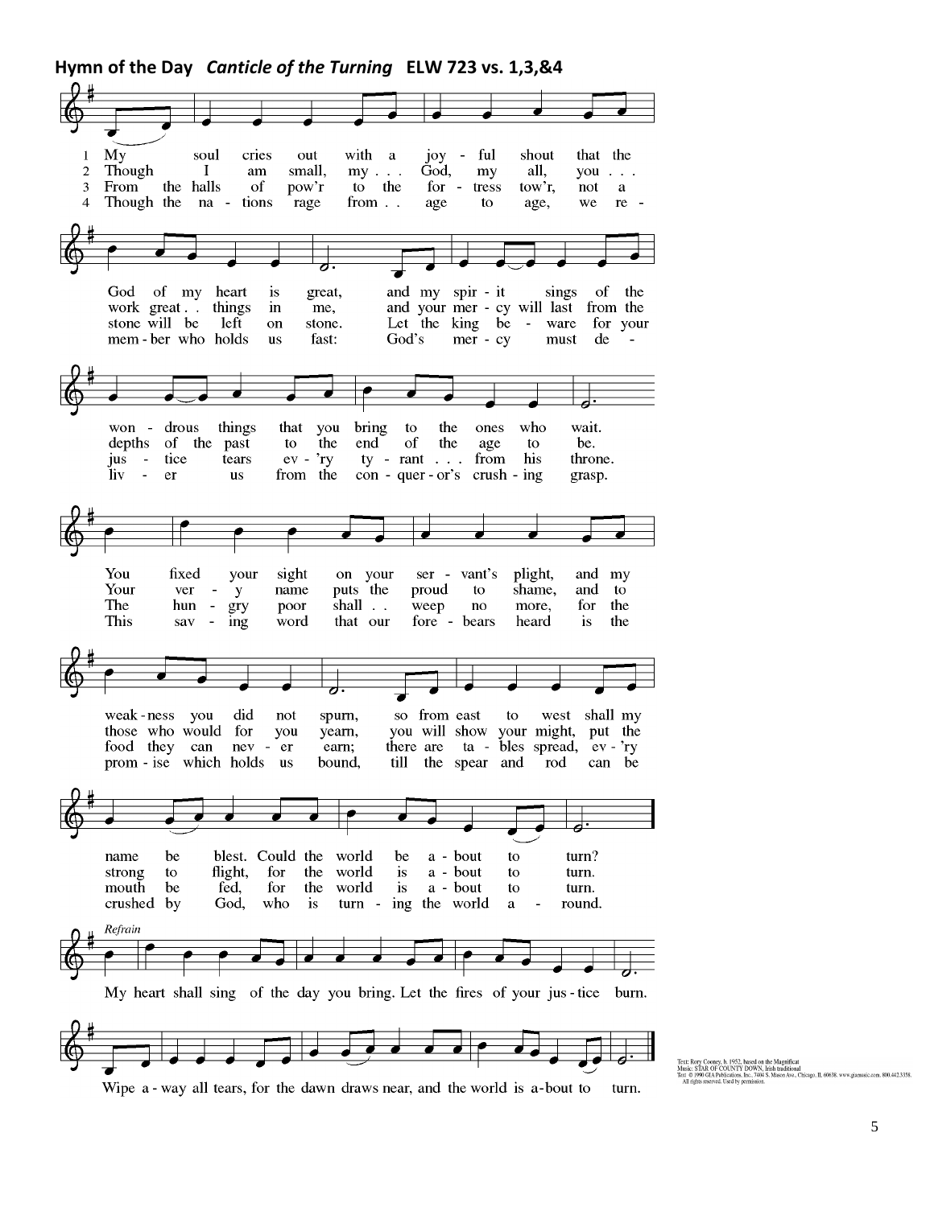**Hymn of the Day** ***Canticle of the Turning*** **ELW 723 vs. 1,3,&4**

1 My soul cries out with a joy - ful shout that the God of my heart is great, and my spir - it sings of the won - drous things that you bring to the ones who wait. You fixed your sight on your ser - vant's plight, and my weak - ness you did not spurn, so from east to west shall my name be blest. Could the world be a - bout to turn?

2 Though I am small, my . . . God, my all, you . . . work great . . things in me, and your mer - cy will last from the depths of the past to the end of the age to be. Your ver - y name puts the proud to shame, and to those who would for you yearn, you will show your might, put the strong to flight, for the world is a - bout to turn.

3 From the halls of pow'r to the for - tress tow'r, not a stone will be left on stone. Let the king be - ware for your jus - tice tears ev - 'ry ty - rant . . . from his throne. The hun - gry poor shall . . weep no more, for the food they can nev - er earn; there are ta - bles spread, ev - 'ry mouth be fed, for the world is a - bout to turn.

4 Though the na - tions rage from . . age to age, we re - mem - ber who holds us fast: God's mer - cy must de - liv - er us from the con - quer - or's crush - ing grasp. This sav - ing word that our fore - bears heard is the prom - ise which holds us bound, till the spear and rod can be crushed by God, who is turn - ing the world a - round.

*Refrain*

My heart shall sing of the day you bring. Let the fires of your jus - tice burn. Wipe a - way all tears, for the dawn draws near, and the world is a - bout to turn.

Text: Rory Cooney, b. 1952, based on the Magnificat
Music: STAR OF COUNTY DOWN, Irish traditional
Text: © 1990 GIA Publications, Inc., 7404 S. Mason Ave., Chicago, IL 60638. www.giamusic.com. 800.442.3358. All rights reserved. Used by permission.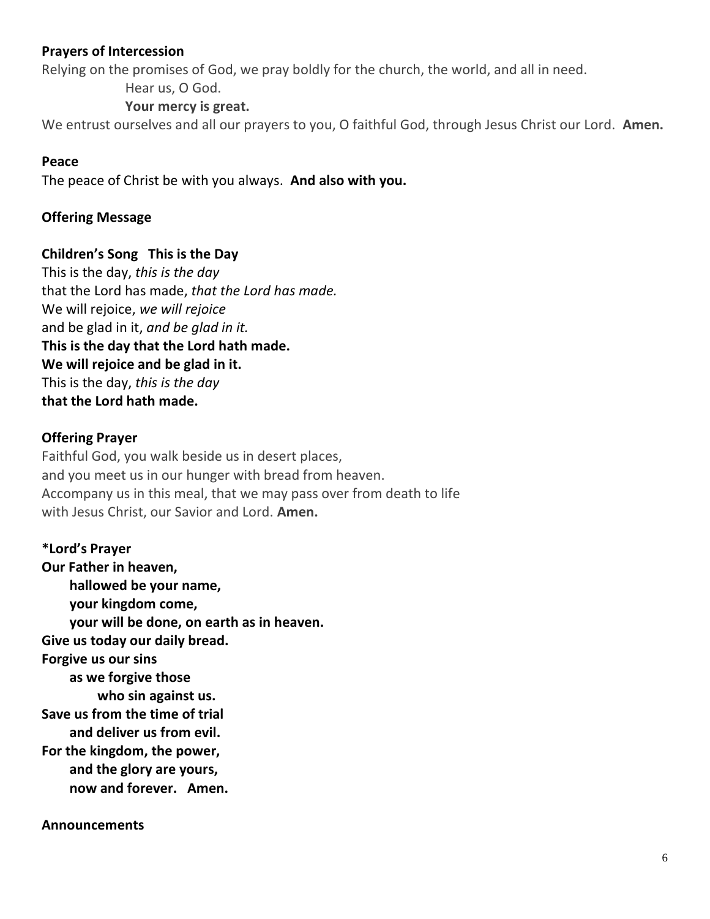**Prayers of Intercession**

Relying on the promises of God, we pray boldly for the church, the world, and all in need.

Hear us, O God.

**Your mercy is great.**

We entrust ourselves and all our prayers to you, O faithful God, through Jesus Christ our Lord. **Amen.**

**Peace**

The peace of Christ be with you always. **And also with you.**

**Offering Message**

**Children's Song This is the Day**

This is the day, *this is the day*
that the Lord has made, *that the Lord has made.*
We will rejoice, *we will rejoice*
and be glad in it, *and be glad in it.*
**This is the day that the Lord hath made.**
**We will rejoice and be glad in it.**
This is the day, *this is the day*
**that the Lord hath made.**

**Offering Prayer**

Faithful God, you walk beside us in desert places,
and you meet us in our hunger with bread from heaven.
Accompany us in this meal, that we may pass over from death to life
with Jesus Christ, our Savior and Lord. **Amen.**

**\*Lord's Prayer**

**Our Father in heaven,**
**hallowed be your name,**
**your kingdom come,**
**your will be done, on earth as in heaven.**
**Give us today our daily bread.**
**Forgive us our sins**
**as we forgive those**
**who sin against us.**
**Save us from the time of trial**
**and deliver us from evil.**
**For the kingdom, the power,**
**and the glory are yours,**
**now and forever. Amen.**

**Announcements**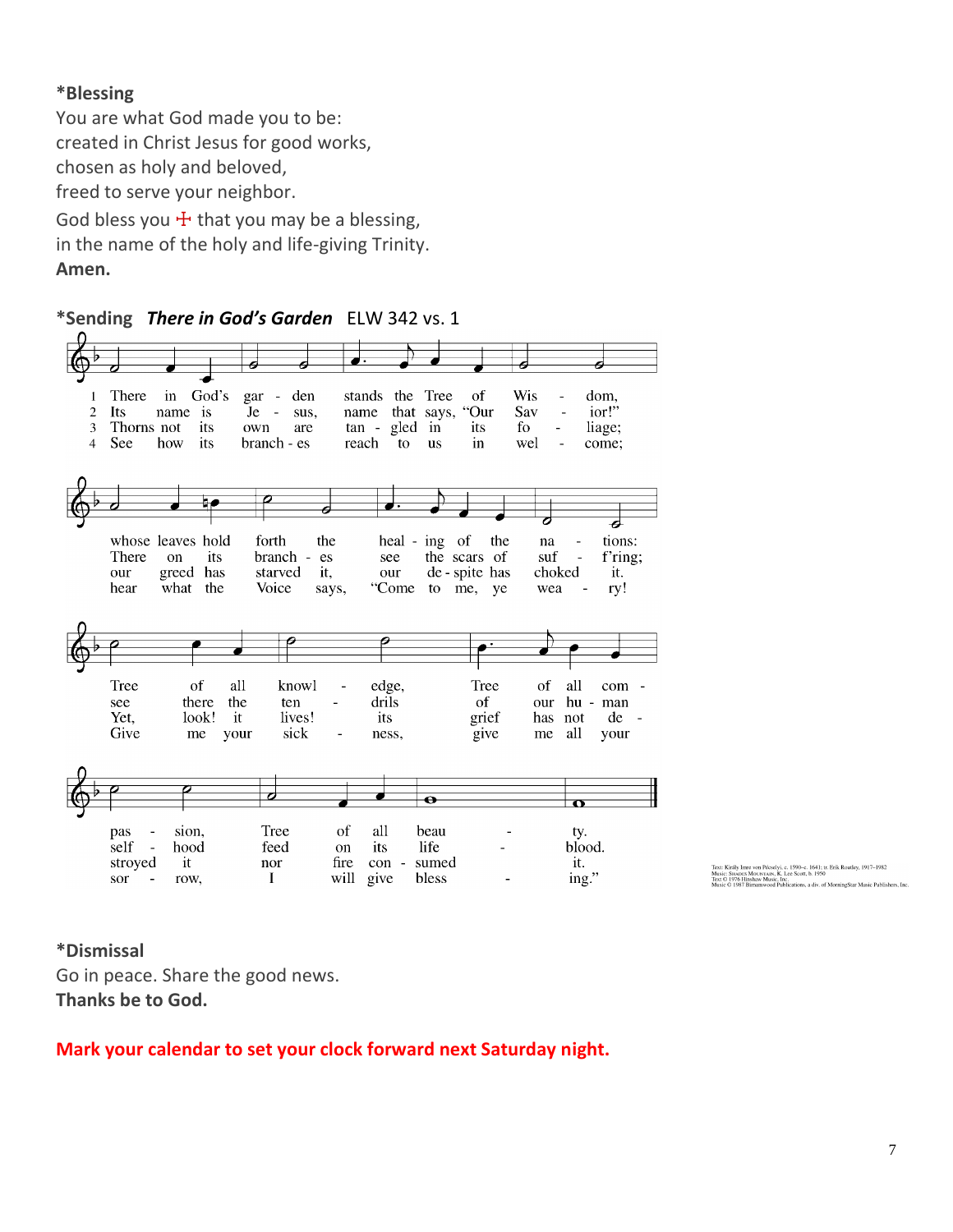**\*Blessing**

You are what God made you to be:
created in Christ Jesus for good works,
chosen as holy and beloved,
freed to serve your neighbor.

God bless you ☩ that you may be a blessing,
in the name of the holy and life-giving Trinity.

**Amen.**

**\*Sending** ***There in God's Garden*** ELW 342 vs. 1

1 There in God's garden stands the Tree of Wisdom, whose leaves hold forth the healing of the nations: Tree of all knowledge, Tree of all compassion, Tree of all beauty.

2 Its name is Jesus, name that says, "Our Savior!" There on its branches see the scars of suff'ring; see there the tendrils of our human selfhood feed on its lifeblood.

3 Thorns not its own are tangled in its foliage; our greed has starved it, our despite has choked it. Yet, look! it lives! its grief has not destroyed it nor fire consumed it.

4 See how its branches reach to us in welcome; hear what the Voice says, "Come to me, ye weary! Give me your sickness, give me all your sorrow, I will give blessing."

Text: Király Imre von Pécselyi, c. 1590–c. 1641; tr. Erik Routley, 1917–1982
Music: SHADES MOUNTAIN, K. Lee Scott, b. 1950
Text © 1976 Hinshaw Music, Inc.
Music © 1987 Birnamwood Publications, a div. of MorningStar Music Publishers, Inc.

**\*Dismissal**

Go in peace. Share the good news.

**Thanks be to God.**

**Mark your calendar to set your clock forward next Saturday night.**